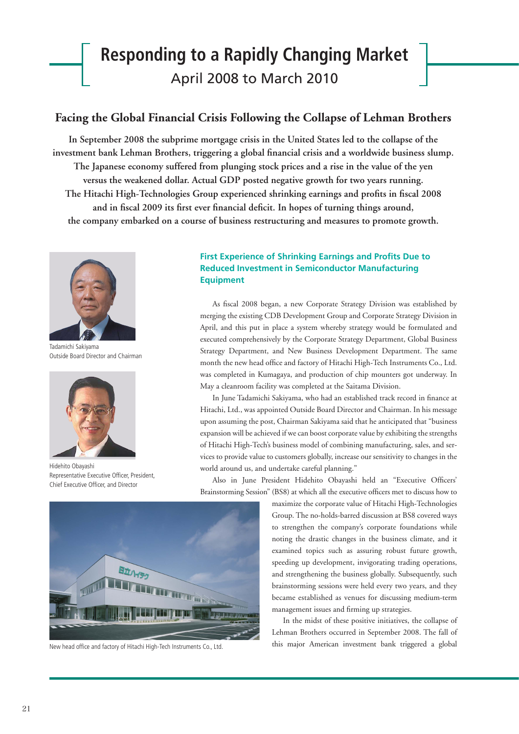# Responding to a Rapidly Changing Market

April 2008 to March 2010

## Facing the Global Financial Crisis Following the Collapse of Lehman Brothers

**In September 2008 the subprime mortgage crisis in the United States led to the collapse of the investment bank Lehman Brothers, triggering a global financial crisis and a worldwide business slump. The Japanese economy suffered from plunging stock prices and a rise in the value of the yen versus the weakened dollar. Actual GDP posted negative growth for two years running. The Hitachi High-Technologies Group experienced shrinking earnings and profits in fiscal 2008 and in fiscal 2009 its first ever financial deficit. In hopes of turning things around, the company embarked on a course of business restructuring and measures to promote growth.**

Tadamichi Sakiyama
Outside Board Director and Chairman

Hidehito Obayashi
Representative Executive Officer, President, Chief Executive Officer, and Director

### First Experience of Shrinking Earnings and Profits Due to Reduced Investment in Semiconductor Manufacturing Equipment

As fiscal 2008 began, a new Corporate Strategy Division was established by merging the existing CDB Development Group and Corporate Strategy Division in April, and this put in place a system whereby strategy would be formulated and executed comprehensively by the Corporate Strategy Department, Global Business Strategy Department, and New Business Development Department. The same month the new head office and factory of Hitachi High-Tech Instruments Co., Ltd. was completed in Kumagaya, and production of chip mounters got underway. In May a cleanroom facility was completed at the Saitama Division.

In June Tadamichi Sakiyama, who had an established track record in finance at Hitachi, Ltd., was appointed Outside Board Director and Chairman. In his message upon assuming the post, Chairman Sakiyama said that he anticipated that "business expansion will be achieved if we can boost corporate value by exhibiting the strengths of Hitachi High-Tech's business model of combining manufacturing, sales, and services to provide value to customers globally, increase our sensitivity to changes in the world around us, and undertake careful planning."

Also in June President Hidehito Obayashi held an "Executive Officers' Brainstorming Session" (BS8) at which all the executive officers met to discuss how to maximize the corporate value of Hitachi High-Technologies Group. The no-holds-barred discussion at BS8 covered ways to strengthen the company's corporate foundations while noting the drastic changes in the business climate, and it examined topics such as assuring robust future growth, speeding up development, invigorating trading operations, and strengthening the business globally. Subsequently, such brainstorming sessions were held every two years, and they became established as venues for discussing medium-term management issues and firming up strategies.

In the midst of these positive initiatives, the collapse of Lehman Brothers occurred in September 2008. The fall of this major American investment bank triggered a global

New head office and factory of Hitachi High-Tech Instruments Co., Ltd.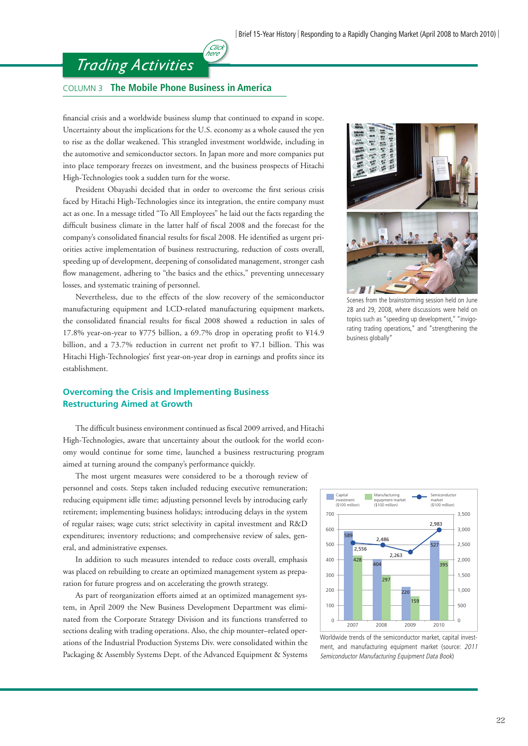# Trading Activities

COLUMN 3 **The Mobile Phone Business in America**

financial crisis and a worldwide business slump that continued to expand in scope. Uncertainty about the implications for the U.S. economy as a whole caused the yen to rise as the dollar weakened. This strangled investment worldwide, including in the automotive and semiconductor sectors. In Japan more and more companies put into place temporary freezes on investment, and the business prospects of Hitachi High-Technologies took a sudden turn for the worse.

President Obayashi decided that in order to overcome the first serious crisis faced by Hitachi High-Technologies since its integration, the entire company must act as one. In a message titled "To All Employees" he laid out the facts regarding the difficult business climate in the latter half of fiscal 2008 and the forecast for the company's consolidated financial results for fiscal 2008. He identified as urgent priorities active implementation of business restructuring, reduction of costs overall, speeding up of development, deepening of consolidated management, stronger cash flow management, adhering to "the basics and the ethics," preventing unnecessary losses, and systematic training of personnel.

Nevertheless, due to the effects of the slow recovery of the semiconductor manufacturing equipment and LCD-related manufacturing equipment markets, the consolidated financial results for fiscal 2008 showed a reduction in sales of 17.8% year-on-year to ¥775 billion, a 69.7% drop in operating profit to ¥14.9 billion, and a 73.7% reduction in current net profit to ¥7.1 billion. This was Hitachi High-Technologies' first year-on-year drop in earnings and profits since its establishment.

Scenes from the brainstorming session held on June 28 and 29, 2008, where discussions were held on topics such as "speeding up development," "invigorating trading operations," and "strengthening the business globally"

## Overcoming the Crisis and Implementing Business Restructuring Aimed at Growth

The difficult business environment continued as fiscal 2009 arrived, and Hitachi High-Technologies, aware that uncertainty about the outlook for the world economy would continue for some time, launched a business restructuring program aimed at turning around the company's performance quickly.

The most urgent measures were considered to be a thorough review of personnel and costs. Steps taken included reducing executive remuneration; reducing equipment idle time; adjusting personnel levels by introducing early retirement; implementing business holidays; introducing delays in the system of regular raises; wage cuts; strict selectivity in capital investment and R&D expenditures; inventory reductions; and comprehensive review of sales, general, and administrative expenses.

In addition to such measures intended to reduce costs overall, emphasis was placed on rebuilding to create an optimized management system as preparation for future progress and on accelerating the growth strategy.

As part of reorganization efforts aimed at an optimized management system, in April 2009 the New Business Development Department was eliminated from the Corporate Strategy Division and its functions transferred to sections dealing with trading operations. Also, the chip mounter–related operations of the Industrial Production Systems Div. were consolidated within the Packaging & Assembly Systems Dept. of the Advanced Equipment & Systems

| Year | Capital investment ($100 million) | Manufacturing equipment market ($100 million) | Semiconductor market ($100 million) |
|---|---|---|---|
| 2007 | 589 | 428 | 2,556 |
| 2008 | 404 | 297 | 2,486 |
| 2009 | 220 | 159 | 2,263 |
| 2010 | 527 | 395 | 2,983 |

Worldwide trends of the semiconductor market, capital investment, and manufacturing equipment market (source: *2011 Semiconductor Manufacturing Equipment Data Book*)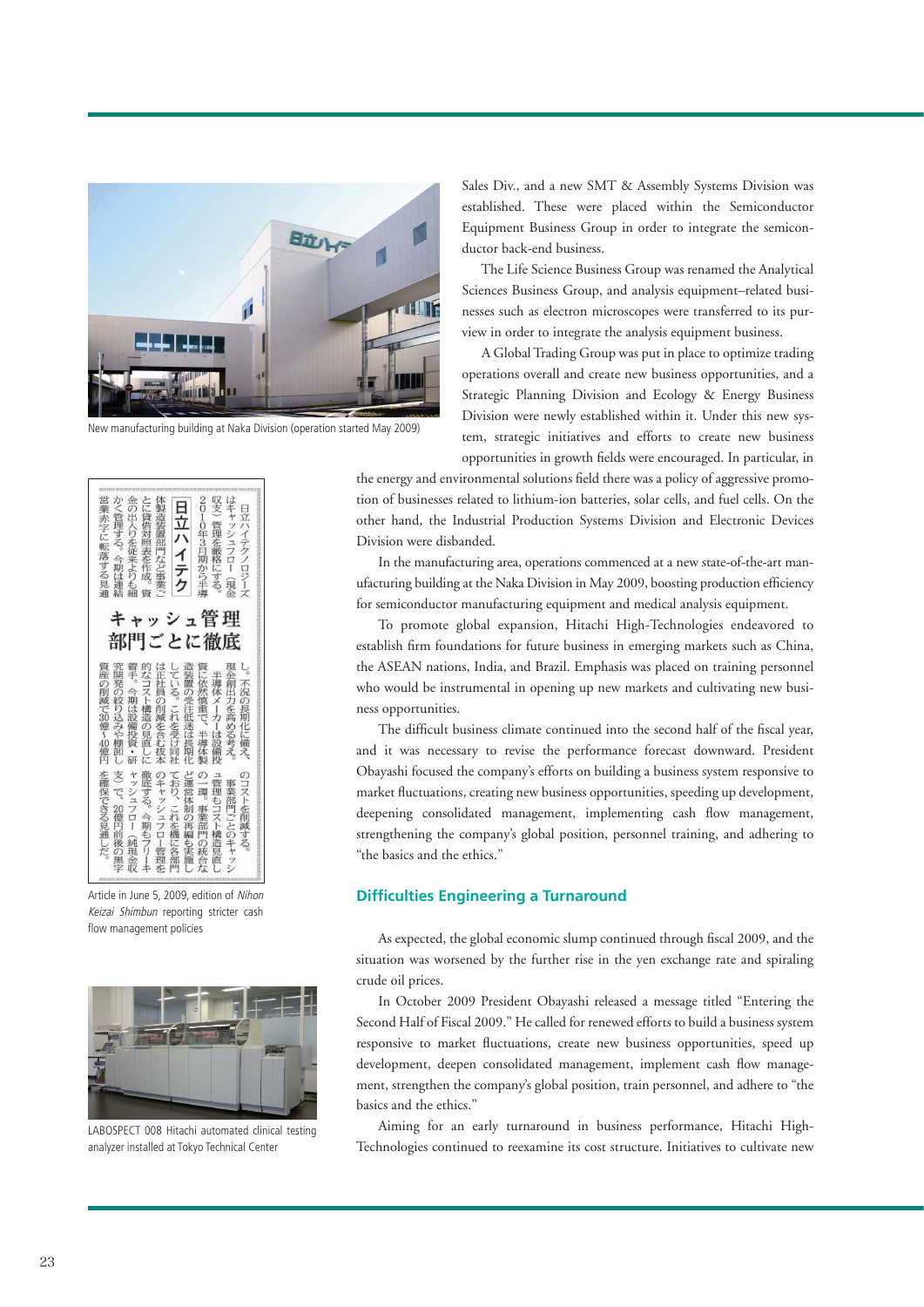New manufacturing building at Naka Division (operation started May 2009)

Article in June 5, 2009, edition of *Nihon Keizai Shimbun* reporting stricter cash flow management policies

LABOSPECT 008 Hitachi automated clinical testing analyzer installed at Tokyo Technical Center

Sales Div., and a new SMT & Assembly Systems Division was established. These were placed within the Semiconductor Equipment Business Group in order to integrate the semiconductor back-end business.

The Life Science Business Group was renamed the Analytical Sciences Business Group, and analysis equipment–related businesses such as electron microscopes were transferred to its purview in order to integrate the analysis equipment business.

A Global Trading Group was put in place to optimize trading operations overall and create new business opportunities, and a Strategic Planning Division and Ecology & Energy Business Division were newly established within it. Under this new system, strategic initiatives and efforts to create new business opportunities in growth fields were encouraged. In particular, in the energy and environmental solutions field there was a policy of aggressive promotion of businesses related to lithium-ion batteries, solar cells, and fuel cells. On the other hand, the Industrial Production Systems Division and Electronic Devices Division were disbanded.

In the manufacturing area, operations commenced at a new state-of-the-art manufacturing building at the Naka Division in May 2009, boosting production efficiency for semiconductor manufacturing equipment and medical analysis equipment.

To promote global expansion, Hitachi High-Technologies endeavored to establish firm foundations for future business in emerging markets such as China, the ASEAN nations, India, and Brazil. Emphasis was placed on training personnel who would be instrumental in opening up new markets and cultivating new business opportunities.

The difficult business climate continued into the second half of the fiscal year, and it was necessary to revise the performance forecast downward. President Obayashi focused the company's efforts on building a business system responsive to market fluctuations, creating new business opportunities, speeding up development, deepening consolidated management, implementing cash flow management, strengthening the company's global position, personnel training, and adhering to "the basics and the ethics."

## Difficulties Engineering a Turnaround

As expected, the global economic slump continued through fiscal 2009, and the situation was worsened by the further rise in the yen exchange rate and spiraling crude oil prices.

In October 2009 President Obayashi released a message titled "Entering the Second Half of Fiscal 2009." He called for renewed efforts to build a business system responsive to market fluctuations, create new business opportunities, speed up development, deepen consolidated management, implement cash flow management, strengthen the company's global position, train personnel, and adhere to "the basics and the ethics."

Aiming for an early turnaround in business performance, Hitachi High-Technologies continued to reexamine its cost structure. Initiatives to cultivate new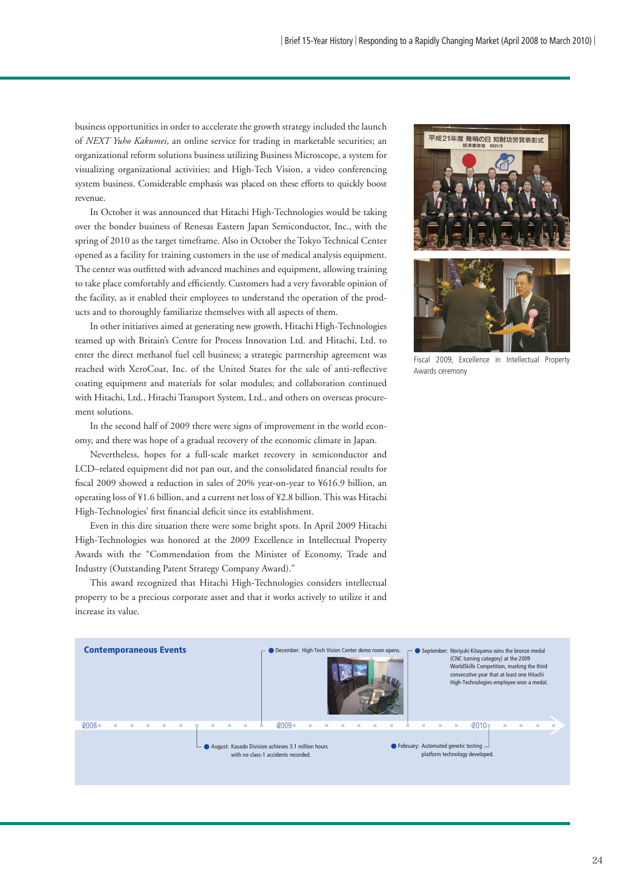business opportunities in order to accelerate the growth strategy included the launch of *NEXT Yuho Kakumei*, an online service for trading in marketable securities; an organizational reform solutions business utilizing Business Microscope, a system for visualizing organizational activities; and High-Tech Vision, a video conferencing system business. Considerable emphasis was placed on these efforts to quickly boost revenue.

In October it was announced that Hitachi High-Technologies would be taking over the bonder business of Renesas Eastern Japan Semiconductor, Inc., with the spring of 2010 as the target timeframe. Also in October the Tokyo Technical Center opened as a facility for training customers in the use of medical analysis equipment. The center was outfitted with advanced machines and equipment, allowing training to take place comfortably and efficiently. Customers had a very favorable opinion of the facility, as it enabled their employees to understand the operation of the products and to thoroughly familiarize themselves with all aspects of them.

In other initiatives aimed at generating new growth, Hitachi High-Technologies teamed up with Britain's Centre for Process Innovation Ltd. and Hitachi, Ltd. to enter the direct methanol fuel cell business; a strategic partnership agreement was reached with XeroCoat, Inc. of the United States for the sale of anti-reflective coating equipment and materials for solar modules; and collaboration continued with Hitachi, Ltd., Hitachi Transport System, Ltd., and others on overseas procurement solutions.

In the second half of 2009 there were signs of improvement in the world economy, and there was hope of a gradual recovery of the economic climate in Japan.

Nevertheless, hopes for a full-scale market recovery in semiconductor and LCD–related equipment did not pan out, and the consolidated financial results for fiscal 2009 showed a reduction in sales of 20% year-on-year to ¥616.9 billion, an operating loss of ¥1.6 billion, and a current net loss of ¥2.8 billion. This was Hitachi High-Technologies' first financial deficit since its establishment.

Even in this dire situation there were some bright spots. In April 2009 Hitachi High-Technologies was honored at the 2009 Excellence in Intellectual Property Awards with the "Commendation from the Minister of Economy, Trade and Industry (Outstanding Patent Strategy Company Award)."

This award recognized that Hitachi High-Technologies considers intellectual property to be a precious corporate asset and that it works actively to utilize it and increase its value.

Fiscal 2009, Excellence in Intellectual Property Awards ceremony

**Contemporaneous Events**

2008

- August: Kasado Division achieves 3.1 million hours with no class-1 accidents recorded.

2009

- December: High-Tech Vision Center demo room opens.
- September: Noriyuki Kitayama wins the bronze medal (CNC turning category) at the 2009 WorldSkills Competition, marking the third consecutive year that at least one Hitachi High-Technologies employee won a medal.

2010

- February: Automated genetic testing platform technology developed.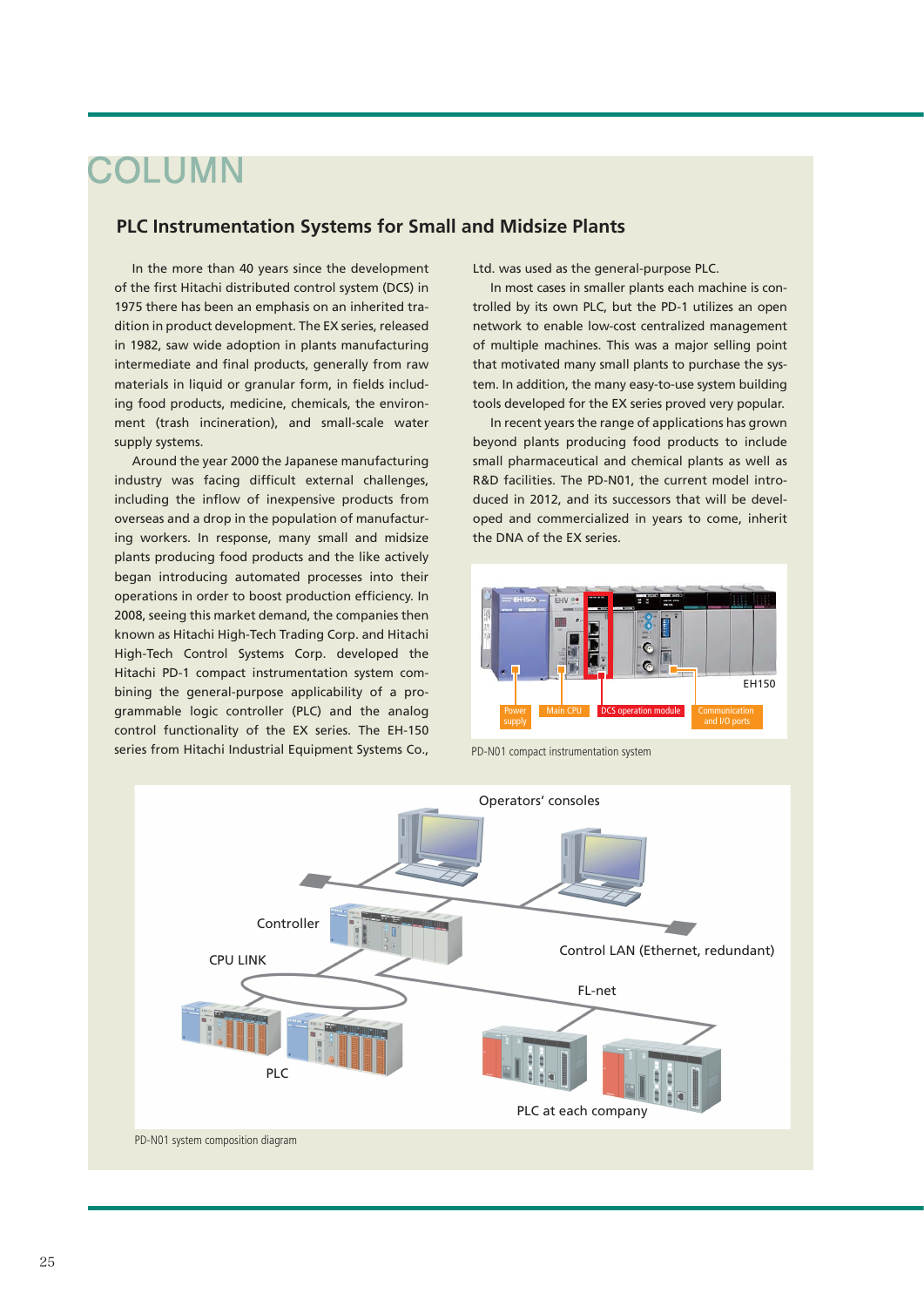# COLUMN

## PLC Instrumentation Systems for Small and Midsize Plants

In the more than 40 years since the development of the first Hitachi distributed control system (DCS) in 1975 there has been an emphasis on an inherited tradition in product development. The EX series, released in 1982, saw wide adoption in plants manufacturing intermediate and final products, generally from raw materials in liquid or granular form, in fields including food products, medicine, chemicals, the environment (trash incineration), and small-scale water supply systems.

Around the year 2000 the Japanese manufacturing industry was facing difficult external challenges, including the inflow of inexpensive products from overseas and a drop in the population of manufacturing workers. In response, many small and midsize plants producing food products and the like actively began introducing automated processes into their operations in order to boost production efficiency. In 2008, seeing this market demand, the companies then known as Hitachi High-Tech Trading Corp. and Hitachi High-Tech Control Systems Corp. developed the Hitachi PD-1 compact instrumentation system combining the general-purpose applicability of a programmable logic controller (PLC) and the analog control functionality of the EX series. The EH-150 series from Hitachi Industrial Equipment Systems Co., Ltd. was used as the general-purpose PLC.

In most cases in smaller plants each machine is controlled by its own PLC, but the PD-1 utilizes an open network to enable low-cost centralized management of multiple machines. This was a major selling point that motivated many small plants to purchase the system. In addition, the many easy-to-use system building tools developed for the EX series proved very popular.

In recent years the range of applications has grown beyond plants producing food products to include small pharmaceutical and chemical plants as well as R&D facilities. The PD-N01, the current model introduced in 2012, and its successors that will be developed and commercialized in years to come, inherit the DNA of the EX series.

EH150

Power supply

Main CPU

DCS operation module

Communication and I/O ports

PD-N01 compact instrumentation system

Operators' consoles

Controller

CPU LINK

Control LAN (Ethernet, redundant)

FL-net

PLC

PLC at each company

PD-N01 system composition diagram